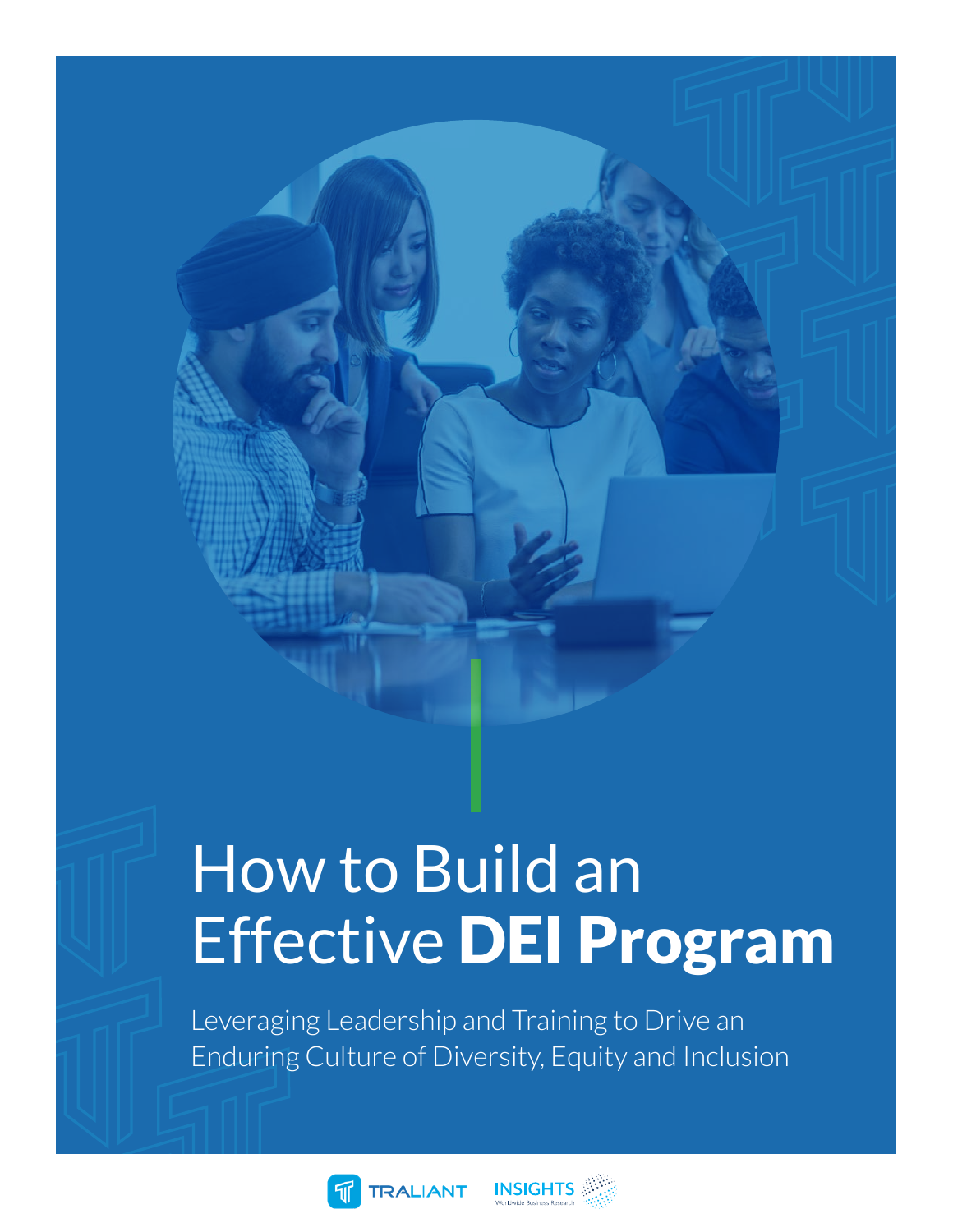# How to Build an Effective **DEI Program**

Leveraging Leadership and Training to Drive an Enduring Culture of Diversity, Equity and Inclusion

TRALIANT

INSIGHTS Worldwide Business Research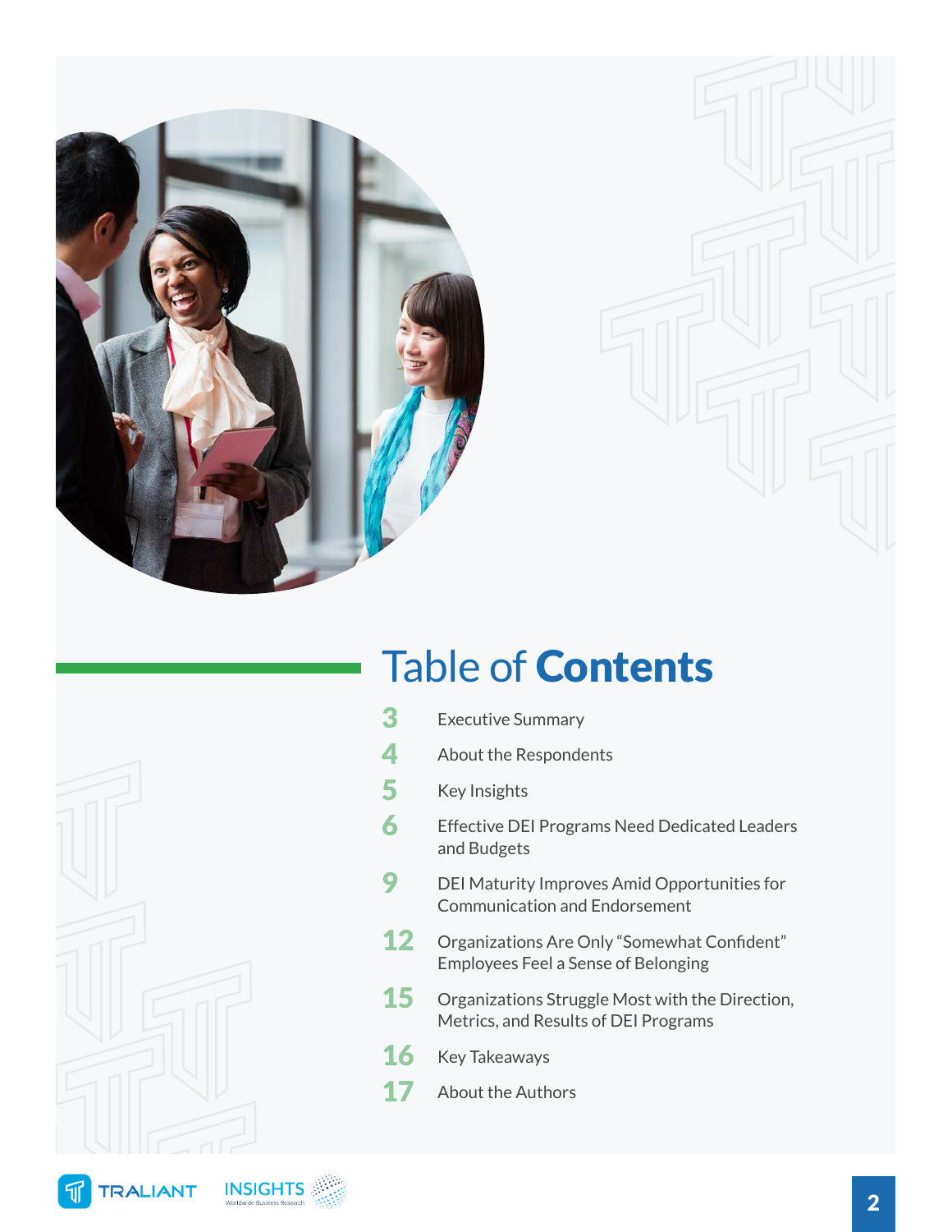# Table of **Contents**

| | |
|---|---|
| 3 | Executive Summary |
| 4 | About the Respondents |
| 5 | Key Insights |
| 6 | Effective DEI Programs Need Dedicated Leaders and Budgets |
| 9 | DEI Maturity Improves Amid Opportunities for Communication and Endorsement |
| 12 | Organizations Are Only "Somewhat Confident" Employees Feel a Sense of Belonging |
| 15 | Organizations Struggle Most with the Direction, Metrics, and Results of DEI Programs |
| 16 | Key Takeaways |
| 17 | About the Authors |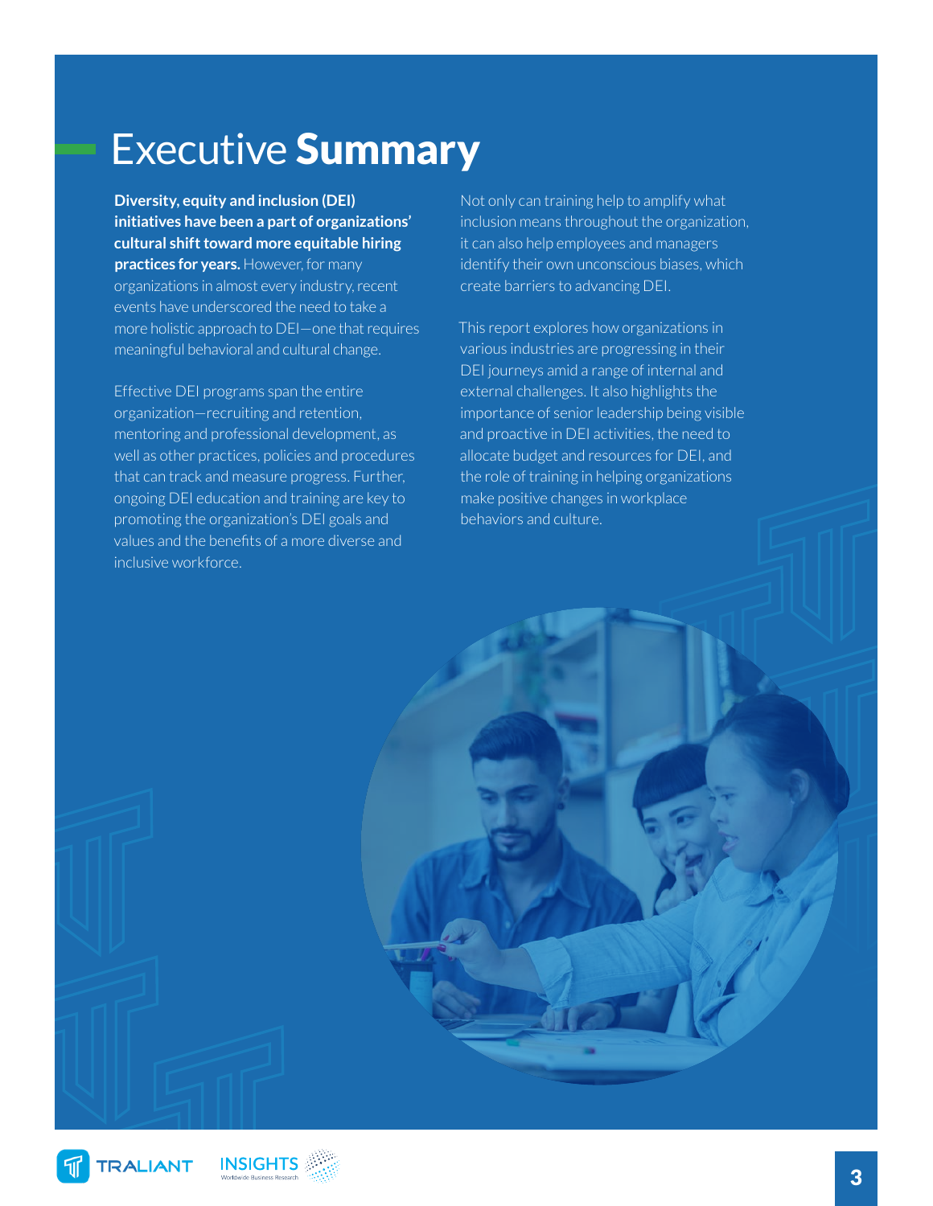# Executive **Summary**

**Diversity, equity and inclusion (DEI) initiatives have been a part of organizations' cultural shift toward more equitable hiring practices for years.** However, for many organizations in almost every industry, recent events have underscored the need to take a more holistic approach to DEI—one that requires meaningful behavioral and cultural change.

Effective DEI programs span the entire organization—recruiting and retention, mentoring and professional development, as well as other practices, policies and procedures that can track and measure progress. Further, ongoing DEI education and training are key to promoting the organization's DEI goals and values and the benefits of a more diverse and inclusive workforce.

Not only can training help to amplify what inclusion means throughout the organization, it can also help employees and managers identify their own unconscious biases, which create barriers to advancing DEI.

This report explores how organizations in various industries are progressing in their DEI journeys amid a range of internal and external challenges. It also highlights the importance of senior leadership being visible and proactive in DEI activities, the need to allocate budget and resources for DEI, and the role of training in helping organizations make positive changes in workplace behaviors and culture.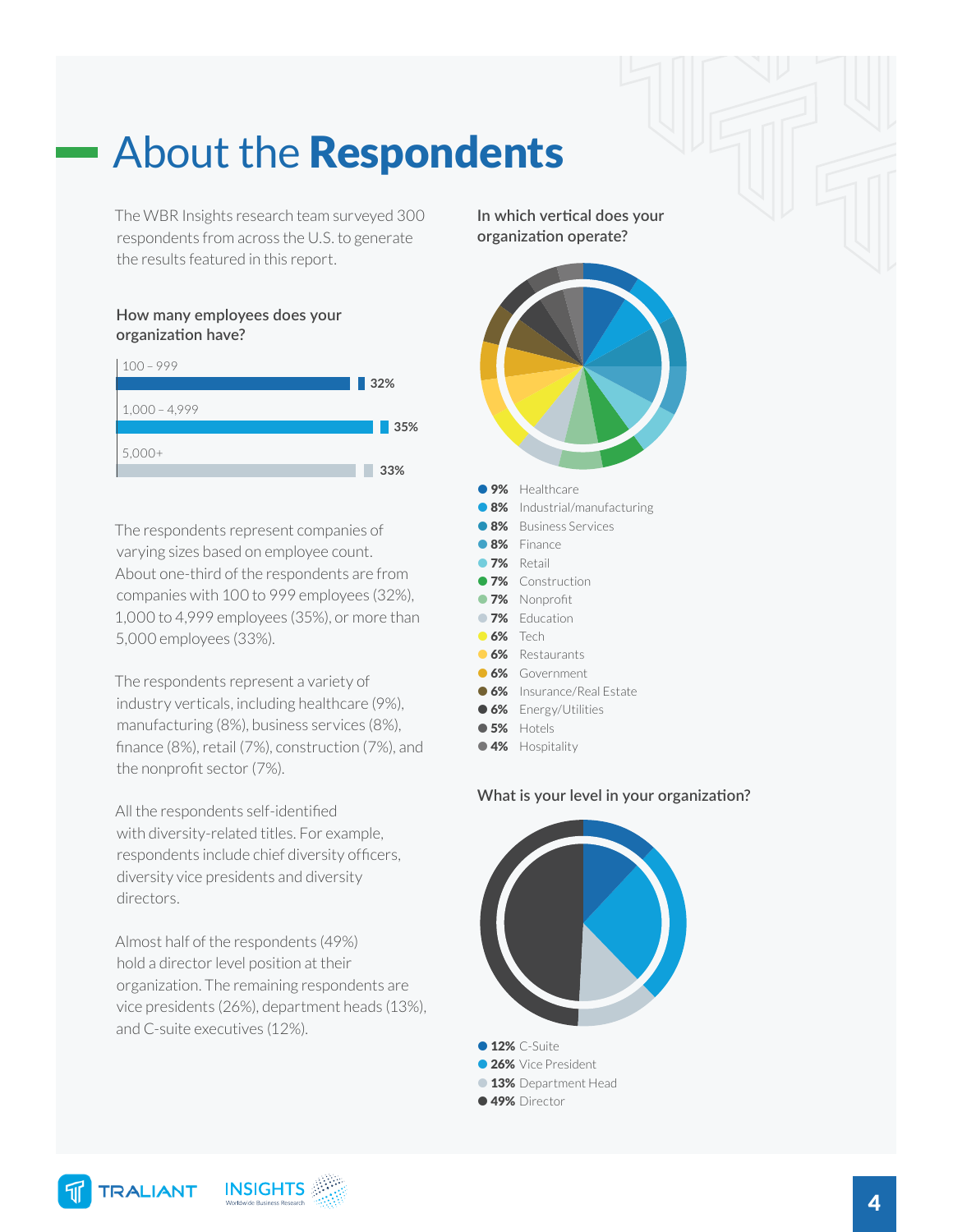# About the **Respondents**

The WBR Insights research team surveyed 300 respondents from across the U.S. to generate the results featured in this report.

### How many employees does your organization have?

| Employees | % |
|---|---|
| 100 – 999 | 32% |
| 1,000 – 4,999 | 35% |
| 5,000+ | 33% |

The respondents represent companies of varying sizes based on employee count. About one-third of the respondents are from companies with 100 to 999 employees (32%), 1,000 to 4,999 employees (35%), or more than 5,000 employees (33%).

The respondents represent a variety of industry verticals, including healthcare (9%), manufacturing (8%), business services (8%), finance (8%), retail (7%), construction (7%), and the nonprofit sector (7%).

All the respondents self-identified with diversity-related titles. For example, respondents include chief diversity officers, diversity vice presidents and diversity directors.

Almost half of the respondents (49%) hold a director level position at their organization. The remaining respondents are vice presidents (26%), department heads (13%), and C-suite executives (12%).

### In which vertical does your organization operate?

- **9%** Healthcare
- **8%** Industrial/manufacturing
- **8%** Business Services
- **8%** Finance
- **7%** Retail
- **7%** Construction
- **7%** Nonprofit
- **7%** Education
- **6%** Tech
- **6%** Restaurants
- **6%** Government
- **6%** Insurance/Real Estate
- **6%** Energy/Utilities
- **5%** Hotels
- **4%** Hospitality

### What is your level in your organization?

- **12%** C-Suite
- **26%** Vice President
- **13%** Department Head
- **49%** Director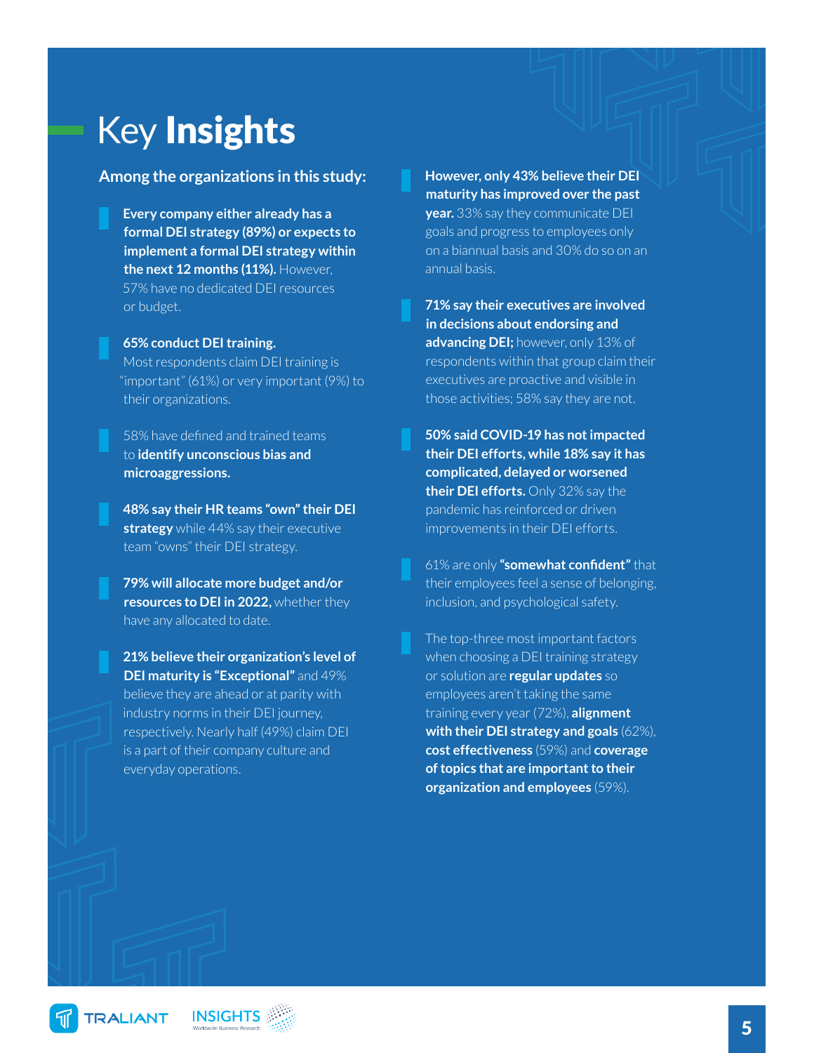# Key **Insights**

**Among the organizations in this study:**

- **Every company either already has a formal DEI strategy (89%) or expects to implement a formal DEI strategy within the next 12 months (11%).** However, 57% have no dedicated DEI resources or budget.

- **65% conduct DEI training.** Most respondents claim DEI training is "important" (61%) or very important (9%) to their organizations.

- 58% have defined and trained teams to **identify unconscious bias and microaggressions.**

- **48% say their HR teams "own" their DEI strategy** while 44% say their executive team "owns" their DEI strategy.

- **79% will allocate more budget and/or resources to DEI in 2022,** whether they have any allocated to date.

- **21% believe their organization's level of DEI maturity is "Exceptional"** and 49% believe they are ahead or at parity with industry norms in their DEI journey, respectively. Nearly half (49%) claim DEI is a part of their company culture and everyday operations.

- **However, only 43% believe their DEI maturity has improved over the past year.** 33% say they communicate DEI goals and progress to employees only on a biannual basis and 30% do so on an annual basis.

- **71% say their executives are involved in decisions about endorsing and advancing DEI;** however, only 13% of respondents within that group claim their executives are proactive and visible in those activities; 58% say they are not.

- **50% said COVID-19 has not impacted their DEI efforts, while 18% say it has complicated, delayed or worsened their DEI efforts.** Only 32% say the pandemic has reinforced or driven improvements in their DEI efforts.

- 61% are only **"somewhat confident"** that their employees feel a sense of belonging, inclusion, and psychological safety.

- The top-three most important factors when choosing a DEI training strategy or solution are **regular updates** so employees aren't taking the same training every year (72%), **alignment with their DEI strategy and goals** (62%), **cost effectiveness** (59%) and **coverage of topics that are important to their organization and employees** (59%).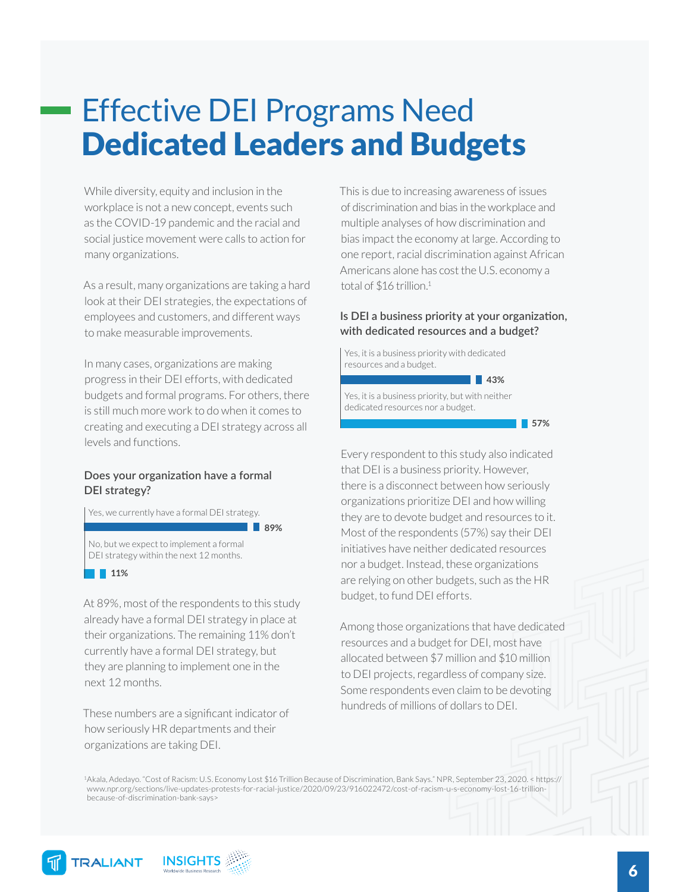# Effective DEI Programs Need **Dedicated Leaders and Budgets**

While diversity, equity and inclusion in the workplace is not a new concept, events such as the COVID-19 pandemic and the racial and social justice movement were calls to action for many organizations.

As a result, many organizations are taking a hard look at their DEI strategies, the expectations of employees and customers, and different ways to make measurable improvements.

In many cases, organizations are making progress in their DEI efforts, with dedicated budgets and formal programs. For others, there is still much more work to do when it comes to creating and executing a DEI strategy across all levels and functions.

**Does your organization have a formal DEI strategy?**

| Response | % |
|---|---|
| Yes, we currently have a formal DEI strategy. | 89% |
| No, but we expect to implement a formal DEI strategy within the next 12 months. | 11% |

At 89%, most of the respondents to this study already have a formal DEI strategy in place at their organizations. The remaining 11% don't currently have a formal DEI strategy, but they are planning to implement one in the next 12 months.

These numbers are a significant indicator of how seriously HR departments and their organizations are taking DEI.

This is due to increasing awareness of issues of discrimination and bias in the workplace and multiple analyses of how discrimination and bias impact the economy at large. According to one report, racial discrimination against African Americans alone has cost the U.S. economy a total of $16 trillion.[1]

**Is DEI a business priority at your organization, with dedicated resources and a budget?**

| Response | % |
|---|---|
| Yes, it is a business priority with dedicated resources and a budget. | 43% |
| Yes, it is a business priority, but with neither dedicated resources nor a budget. | 57% |

Every respondent to this study also indicated that DEI is a business priority. However, there is a disconnect between how seriously organizations prioritize DEI and how willing they are to devote budget and resources to it. Most of the respondents (57%) say their DEI initiatives have neither dedicated resources nor a budget. Instead, these organizations are relying on other budgets, such as the HR budget, to fund DEI efforts.

Among those organizations that have dedicated resources and a budget for DEI, most have allocated between $7 million and $10 million to DEI projects, regardless of company size. Some respondents even claim to be devoting hundreds of millions of dollars to DEI.

[1]Akala, Adedayo. "Cost of Racism: U.S. Economy Lost $16 Trillion Because of Discrimination, Bank Says." NPR, September 23, 2020. < https://www.npr.org/sections/live-updates-protests-for-racial-justice/2020/09/23/916022472/cost-of-racism-u-s-economy-lost-16-trillion-because-of-discrimination-bank-says>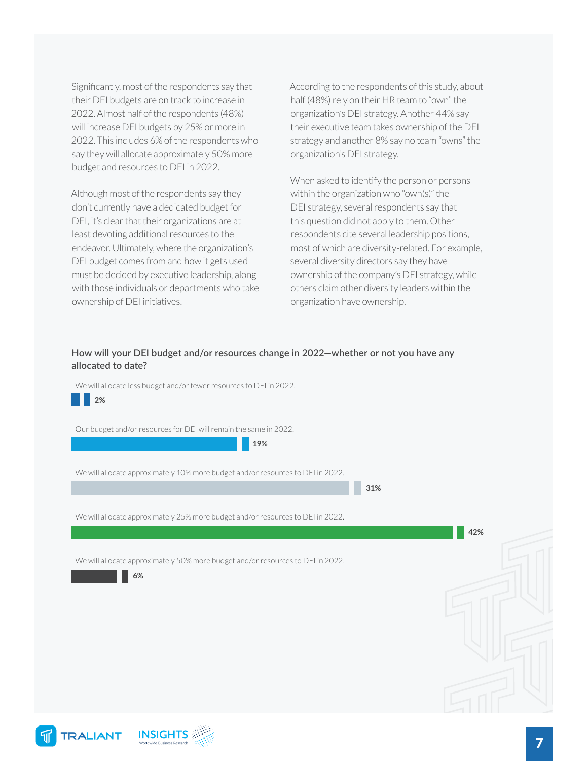Significantly, most of the respondents say that their DEI budgets are on track to increase in 2022. Almost half of the respondents (48%) will increase DEI budgets by 25% or more in 2022. This includes 6% of the respondents who say they will allocate approximately 50% more budget and resources to DEI in 2022.

Although most of the respondents say they don't currently have a dedicated budget for DEI, it's clear that their organizations are at least devoting additional resources to the endeavor. Ultimately, where the organization's DEI budget comes from and how it gets used must be decided by executive leadership, along with those individuals or departments who take ownership of DEI initiatives.

According to the respondents of this study, about half (48%) rely on their HR team to "own" the organization's DEI strategy. Another 44% say their executive team takes ownership of the DEI strategy and another 8% say no team "owns" the organization's DEI strategy.

When asked to identify the person or persons within the organization who "own(s)" the DEI strategy, several respondents say that this question did not apply to them. Other respondents cite several leadership positions, most of which are diversity-related. For example, several diversity directors say they have ownership of the company's DEI strategy, while others claim other diversity leaders within the organization have ownership.

**How will your DEI budget and/or resources change in 2022—whether or not you have any allocated to date?**

| Response | Percentage |
|---|---|
| We will allocate less budget and/or fewer resources to DEI in 2022. | 2% |
| Our budget and/or resources for DEI will remain the same in 2022. | 19% |
| We will allocate approximately 10% more budget and/or resources to DEI in 2022. | 31% |
| We will allocate approximately 25% more budget and/or resources to DEI in 2022. | 42% |
| We will allocate approximately 50% more budget and/or resources to DEI in 2022. | 6% |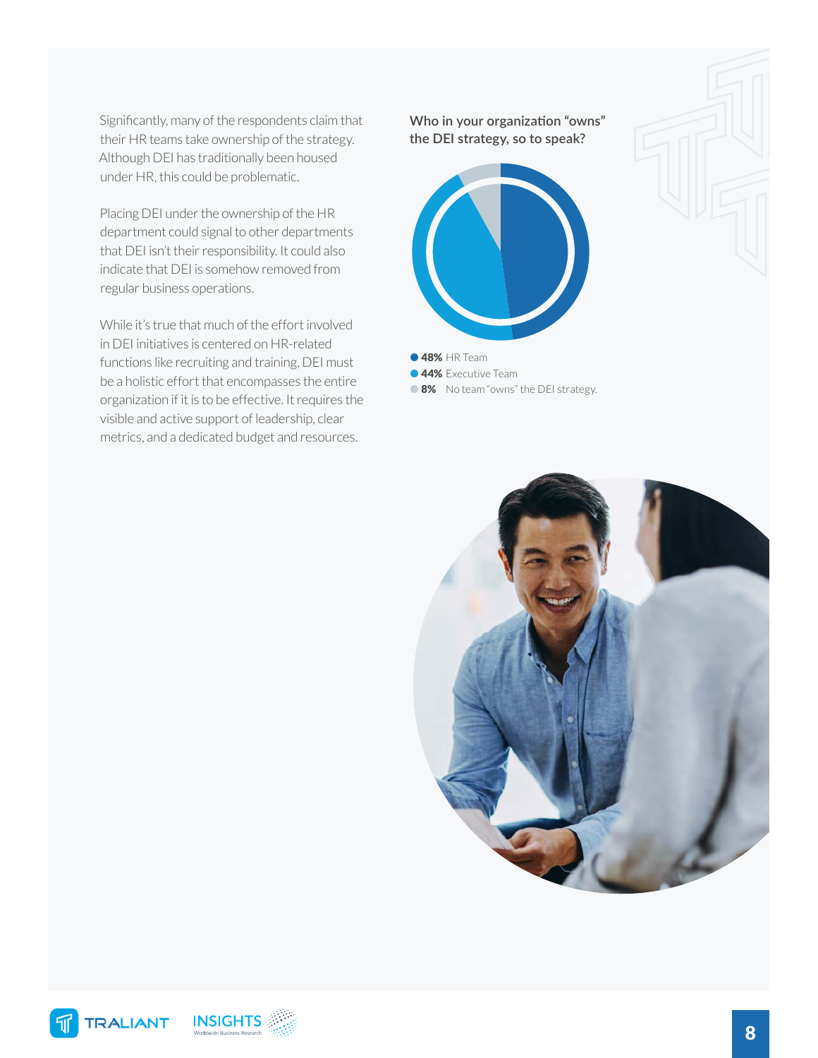Significantly, many of the respondents claim that their HR teams take ownership of the strategy. Although DEI has traditionally been housed under HR, this could be problematic.

Placing DEI under the ownership of the HR department could signal to other departments that DEI isn't their responsibility. It could also indicate that DEI is somehow removed from regular business operations.

While it's true that much of the effort involved in DEI initiatives is centered on HR-related functions like recruiting and training, DEI must be a holistic effort that encompasses the entire organization if it is to be effective. It requires the visible and active support of leadership, clear metrics, and a dedicated budget and resources.

**Who in your organization "owns" the DEI strategy, so to speak?**

- **48%** HR Team
- **44%** Executive Team
- **8%** No team "owns" the DEI strategy.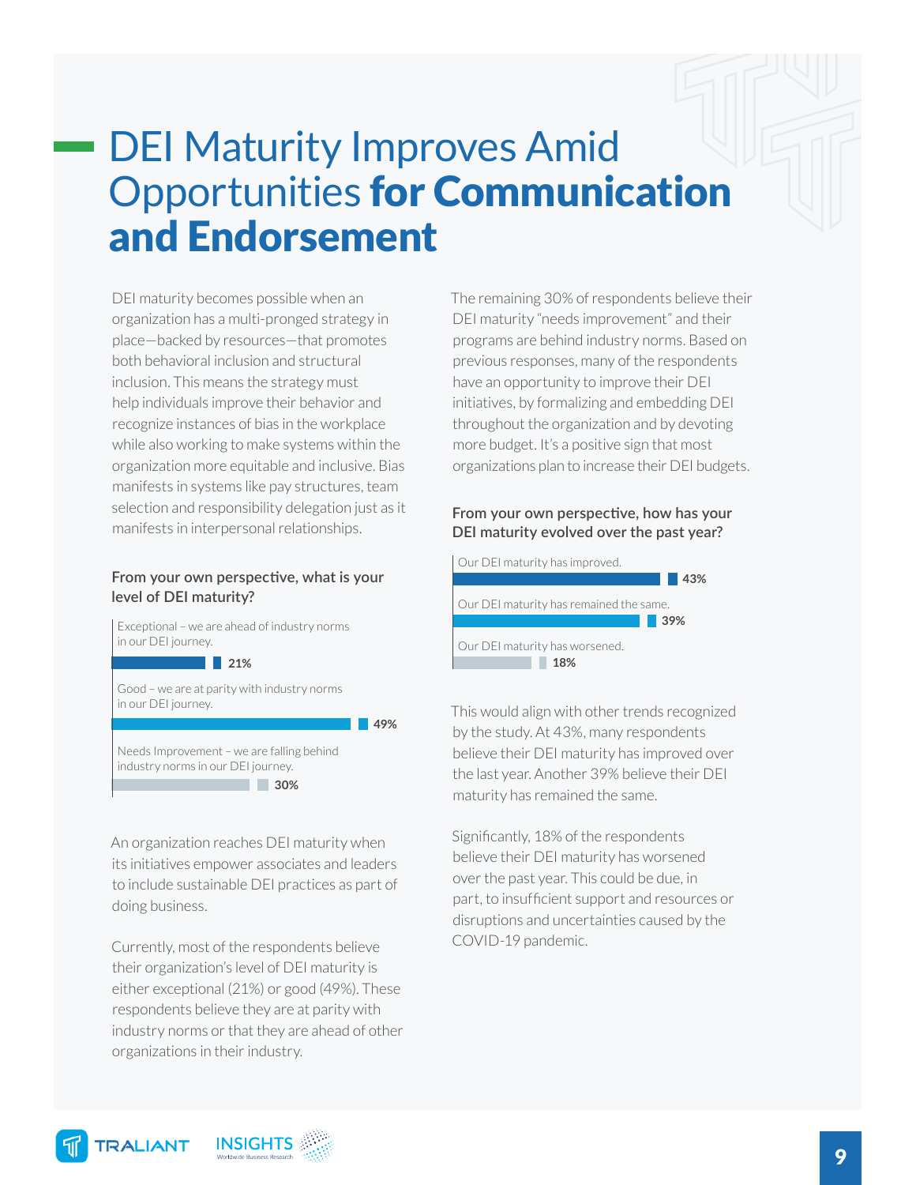# DEI Maturity Improves Amid Opportunities **for Communication and Endorsement**

DEI maturity becomes possible when an organization has a multi-pronged strategy in place—backed by resources—that promotes both behavioral inclusion and structural inclusion. This means the strategy must help individuals improve their behavior and recognize instances of bias in the workplace while also working to make systems within the organization more equitable and inclusive. Bias manifests in systems like pay structures, team selection and responsibility delegation just as it manifests in interpersonal relationships.

**From your own perspective, what is your level of DEI maturity?**

| Response | % |
|---|---|
| Exceptional – we are ahead of industry norms in our DEI journey. | 21% |
| Good – we are at parity with industry norms in our DEI journey. | 49% |
| Needs Improvement – we are falling behind industry norms in our DEI journey. | 30% |

An organization reaches DEI maturity when its initiatives empower associates and leaders to include sustainable DEI practices as part of doing business.

Currently, most of the respondents believe their organization's level of DEI maturity is either exceptional (21%) or good (49%). These respondents believe they are at parity with industry norms or that they are ahead of other organizations in their industry.

The remaining 30% of respondents believe their DEI maturity "needs improvement" and their programs are behind industry norms. Based on previous responses, many of the respondents have an opportunity to improve their DEI initiatives, by formalizing and embedding DEI throughout the organization and by devoting more budget. It's a positive sign that most organizations plan to increase their DEI budgets.

**From your own perspective, how has your DEI maturity evolved over the past year?**

| Response | % |
|---|---|
| Our DEI maturity has improved. | 43% |
| Our DEI maturity has remained the same. | 39% |
| Our DEI maturity has worsened. | 18% |

This would align with other trends recognized by the study. At 43%, many respondents believe their DEI maturity has improved over the last year. Another 39% believe their DEI maturity has remained the same.

Significantly, 18% of the respondents believe their DEI maturity has worsened over the past year. This could be due, in part, to insufficient support and resources or disruptions and uncertainties caused by the COVID-19 pandemic.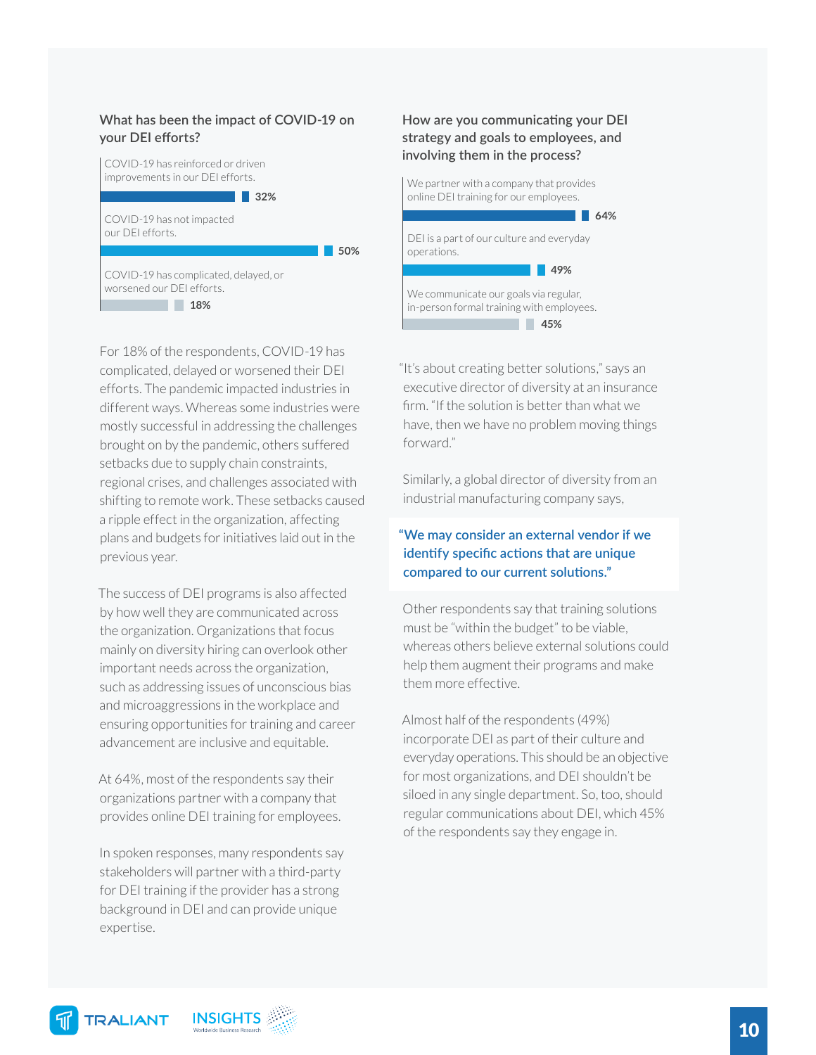### What has been the impact of COVID-19 on your DEI efforts?

| Response | % |
|---|---|
| COVID-19 has reinforced or driven improvements in our DEI efforts. | 32% |
| COVID-19 has not impacted our DEI efforts. | 50% |
| COVID-19 has complicated, delayed, or worsened our DEI efforts. | 18% |

For 18% of the respondents, COVID-19 has complicated, delayed or worsened their DEI efforts. The pandemic impacted industries in different ways. Whereas some industries were mostly successful in addressing the challenges brought on by the pandemic, others suffered setbacks due to supply chain constraints, regional crises, and challenges associated with shifting to remote work. These setbacks caused a ripple effect in the organization, affecting plans and budgets for initiatives laid out in the previous year.

The success of DEI programs is also affected by how well they are communicated across the organization. Organizations that focus mainly on diversity hiring can overlook other important needs across the organization, such as addressing issues of unconscious bias and microaggressions in the workplace and ensuring opportunities for training and career advancement are inclusive and equitable.

At 64%, most of the respondents say their organizations partner with a company that provides online DEI training for employees.

In spoken responses, many respondents say stakeholders will partner with a third-party for DEI training if the provider has a strong background in DEI and can provide unique expertise.

### How are you communicating your DEI strategy and goals to employees, and involving them in the process?

| Response | % |
|---|---|
| We partner with a company that provides online DEI training for our employees. | 64% |
| DEI is a part of our culture and everyday operations. | 49% |
| We communicate our goals via regular, in-person formal training with employees. | 45% |

"It's about creating better solutions," says an executive director of diversity at an insurance firm. "If the solution is better than what we have, then we have no problem moving things forward."

Similarly, a global director of diversity from an industrial manufacturing company says,

> **"We may consider an external vendor if we identify specific actions that are unique compared to our current solutions."**

Other respondents say that training solutions must be "within the budget" to be viable, whereas others believe external solutions could help them augment their programs and make them more effective.

Almost half of the respondents (49%) incorporate DEI as part of their culture and everyday operations. This should be an objective for most organizations, and DEI shouldn't be siloed in any single department. So, too, should regular communications about DEI, which 45% of the respondents say they engage in.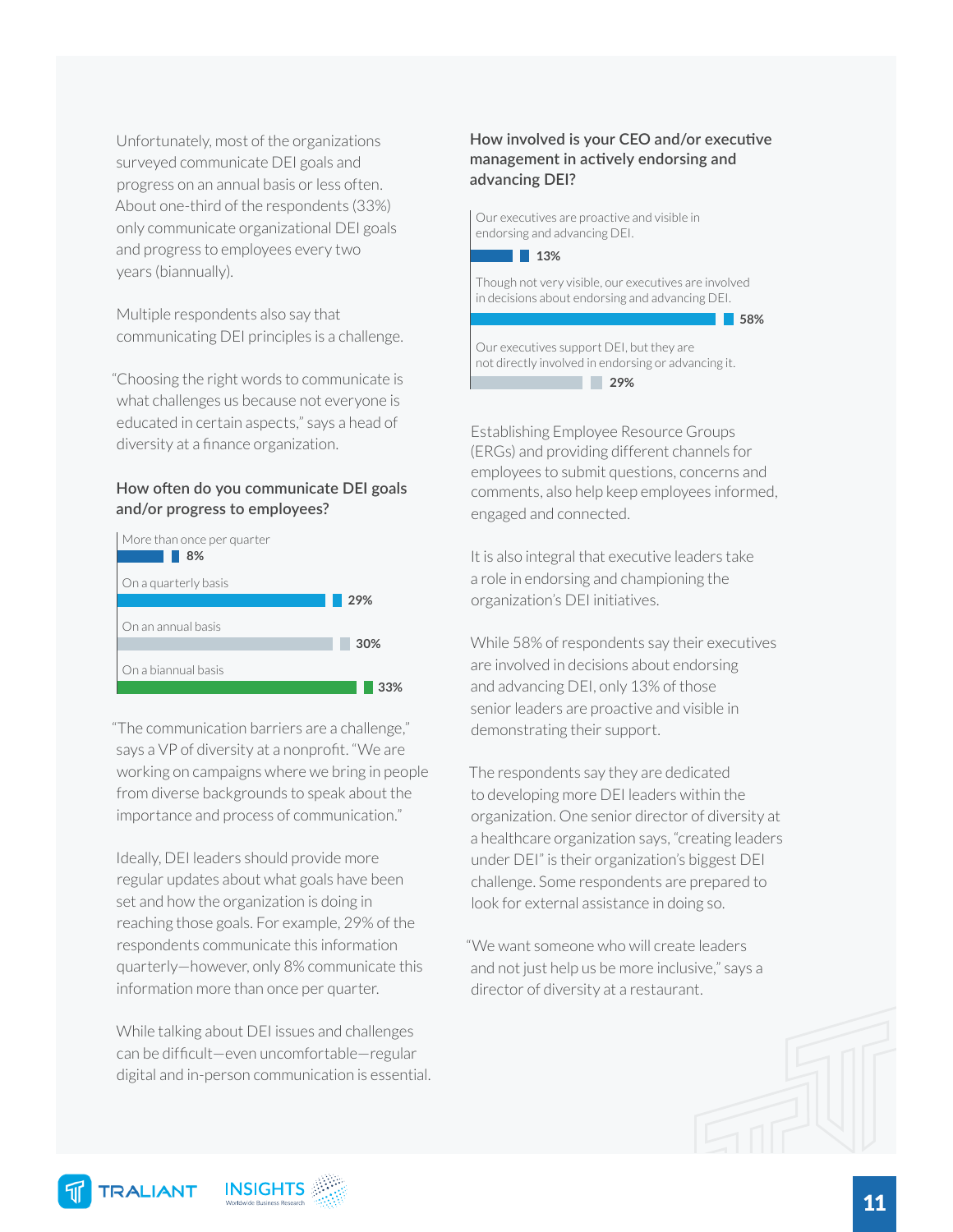Unfortunately, most of the organizations surveyed communicate DEI goals and progress on an annual basis or less often. About one-third of the respondents (33%) only communicate organizational DEI goals and progress to employees every two years (biannually).

Multiple respondents also say that communicating DEI principles is a challenge.

"Choosing the right words to communicate is what challenges us because not everyone is educated in certain aspects," says a head of diversity at a finance organization.

### How often do you communicate DEI goals and/or progress to employees?

| Response | % |
|---|---|
| More than once per quarter | 8% |
| On a quarterly basis | 29% |
| On an annual basis | 30% |
| On a biannual basis | 33% |

"The communication barriers are a challenge," says a VP of diversity at a nonprofit. "We are working on campaigns where we bring in people from diverse backgrounds to speak about the importance and process of communication."

Ideally, DEI leaders should provide more regular updates about what goals have been set and how the organization is doing in reaching those goals. For example, 29% of the respondents communicate this information quarterly—however, only 8% communicate this information more than once per quarter.

While talking about DEI issues and challenges can be difficult—even uncomfortable—regular digital and in-person communication is essential.

### How involved is your CEO and/or executive management in actively endorsing and advancing DEI?

| Response | % |
|---|---|
| Our executives are proactive and visible in endorsing and advancing DEI. | 13% |
| Though not very visible, our executives are involved in decisions about endorsing and advancing DEI. | 58% |
| Our executives support DEI, but they are not directly involved in endorsing or advancing it. | 29% |

Establishing Employee Resource Groups (ERGs) and providing different channels for employees to submit questions, concerns and comments, also help keep employees informed, engaged and connected.

It is also integral that executive leaders take a role in endorsing and championing the organization's DEI initiatives.

While 58% of respondents say their executives are involved in decisions about endorsing and advancing DEI, only 13% of those senior leaders are proactive and visible in demonstrating their support.

The respondents say they are dedicated to developing more DEI leaders within the organization. One senior director of diversity at a healthcare organization says, "creating leaders under DEI" is their organization's biggest DEI challenge. Some respondents are prepared to look for external assistance in doing so.

"We want someone who will create leaders and not just help us be more inclusive," says a director of diversity at a restaurant.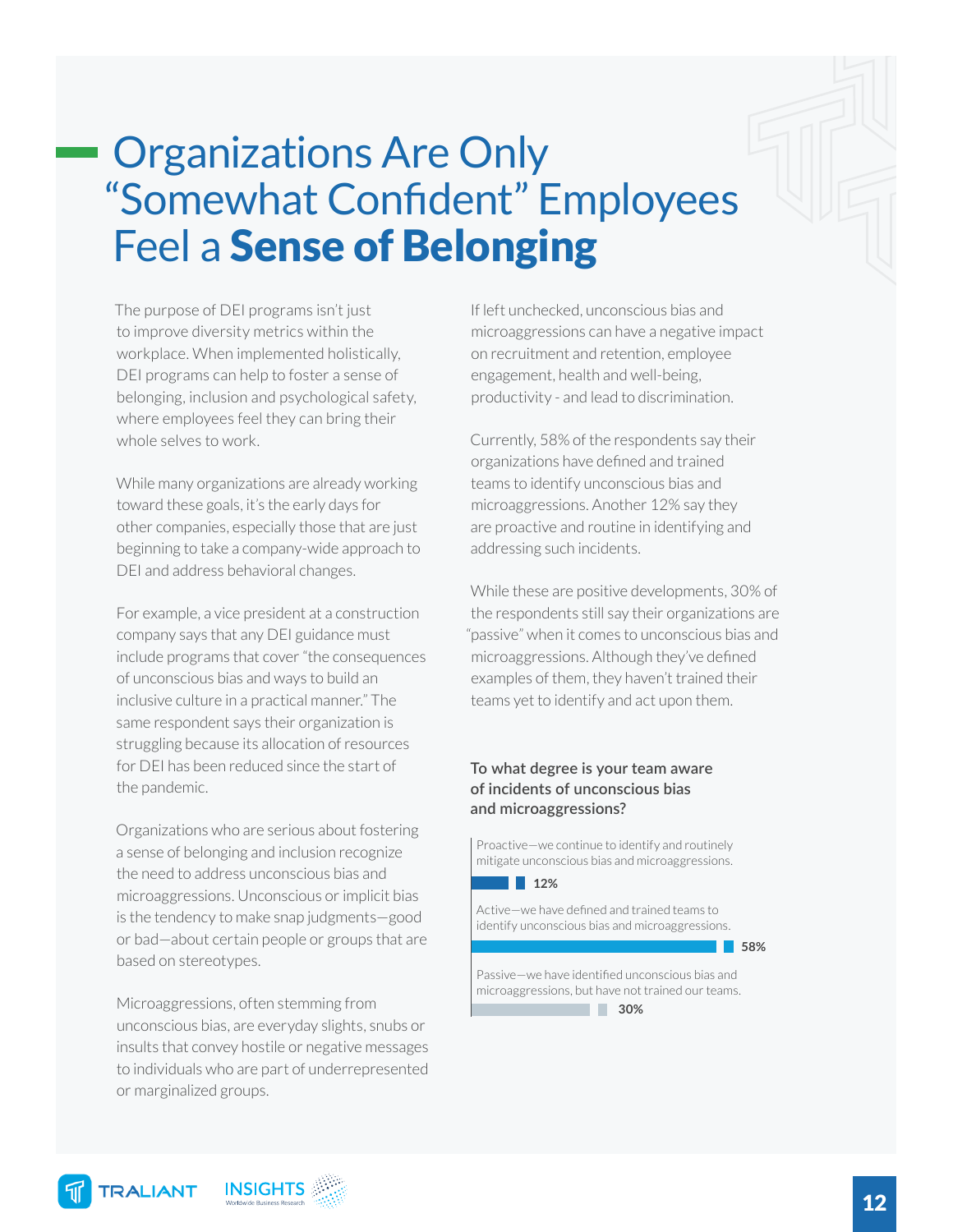# Organizations Are Only "Somewhat Confident" Employees Feel a **Sense of Belonging**

The purpose of DEI programs isn't just to improve diversity metrics within the workplace. When implemented holistically, DEI programs can help to foster a sense of belonging, inclusion and psychological safety, where employees feel they can bring their whole selves to work.

While many organizations are already working toward these goals, it's the early days for other companies, especially those that are just beginning to take a company-wide approach to DEI and address behavioral changes.

For example, a vice president at a construction company says that any DEI guidance must include programs that cover "the consequences of unconscious bias and ways to build an inclusive culture in a practical manner." The same respondent says their organization is struggling because its allocation of resources for DEI has been reduced since the start of the pandemic.

Organizations who are serious about fostering a sense of belonging and inclusion recognize the need to address unconscious bias and microaggressions. Unconscious or implicit bias is the tendency to make snap judgments—good or bad—about certain people or groups that are based on stereotypes.

Microaggressions, often stemming from unconscious bias, are everyday slights, snubs or insults that convey hostile or negative messages to individuals who are part of underrepresented or marginalized groups.

If left unchecked, unconscious bias and microaggressions can have a negative impact on recruitment and retention, employee engagement, health and well-being, productivity - and lead to discrimination.

Currently, 58% of the respondents say their organizations have defined and trained teams to identify unconscious bias and microaggressions. Another 12% say they are proactive and routine in identifying and addressing such incidents.

While these are positive developments, 30% of the respondents still say their organizations are "passive" when it comes to unconscious bias and microaggressions. Although they've defined examples of them, they haven't trained their teams yet to identify and act upon them.

**To what degree is your team aware of incidents of unconscious bias and microaggressions?**

| Response | % |
|---|---|
| Proactive—we continue to identify and routinely mitigate unconscious bias and microaggressions. | 12% |
| Active—we have defined and trained teams to identify unconscious bias and microaggressions. | 58% |
| Passive—we have identified unconscious bias and microaggressions, but have not trained our teams. | 30% |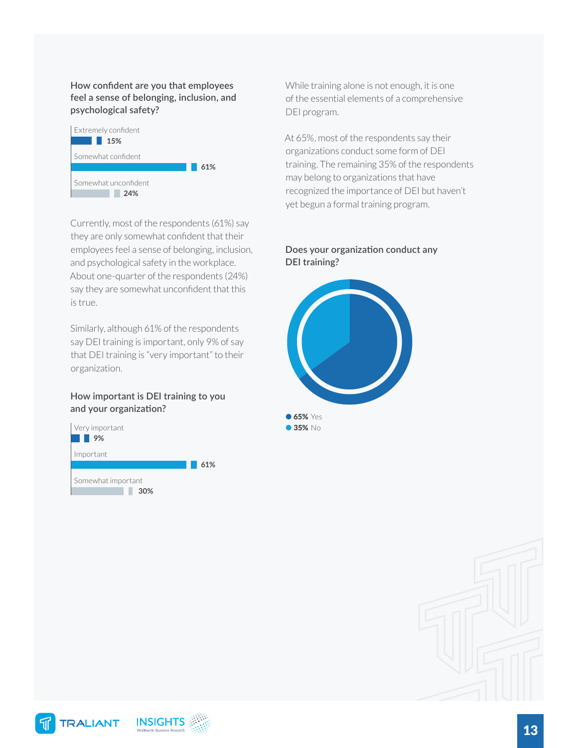### How confident are you that employees feel a sense of belonging, inclusion, and psychological safety?

| Response | Percentage |
|---|---|
| Extremely confident | 15% |
| Somewhat confident | 61% |
| Somewhat unconfident | 24% |

Currently, most of the respondents (61%) say they are only somewhat confident that their employees feel a sense of belonging, inclusion, and psychological safety in the workplace. About one-quarter of the respondents (24%) say they are somewhat unconfident that this is true.

Similarly, although 61% of the respondents say DEI training is important, only 9% of say that DEI training is "very important" to their organization.

### How important is DEI training to you and your organization?

| Response | Percentage |
|---|---|
| Very important | 9% |
| Important | 61% |
| Somewhat important | 30% |

While training alone is not enough, it is one of the essential elements of a comprehensive DEI program.

At 65%, most of the respondents say their organizations conduct some form of DEI training. The remaining 35% of the respondents may belong to organizations that have recognized the importance of DEI but haven't yet begun a formal training program.

### Does your organization conduct any DEI training?

| Response | Percentage |
|---|---|
| Yes | 65% |
| No | 35% |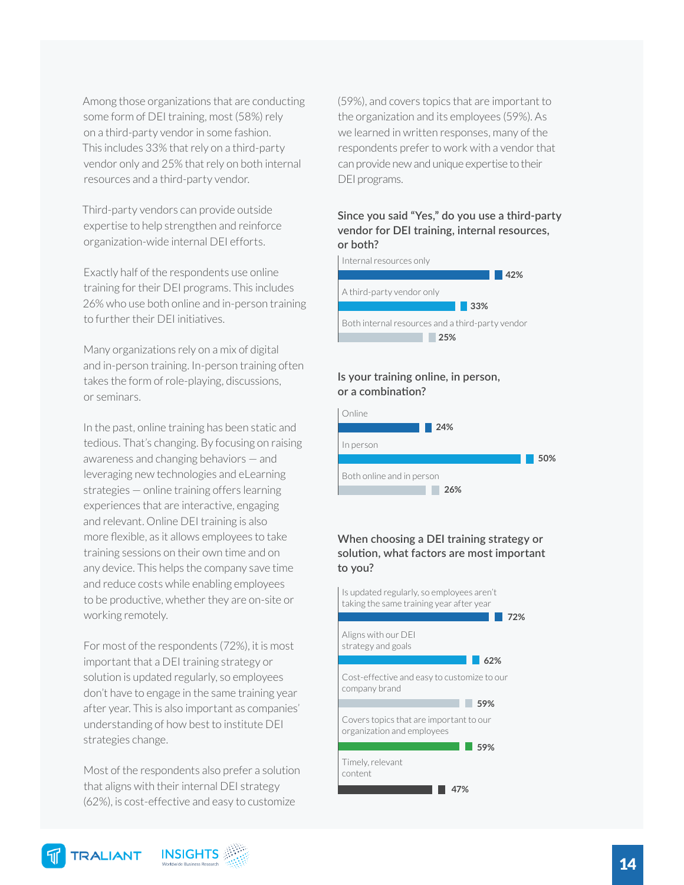Among those organizations that are conducting some form of DEI training, most (58%) rely on a third-party vendor in some fashion. This includes 33% that rely on a third-party vendor only and 25% that rely on both internal resources and a third-party vendor.

Third-party vendors can provide outside expertise to help strengthen and reinforce organization-wide internal DEI efforts.

Exactly half of the respondents use online training for their DEI programs. This includes 26% who use both online and in-person training to further their DEI initiatives.

Many organizations rely on a mix of digital and in-person training. In-person training often takes the form of role-playing, discussions, or seminars.

In the past, online training has been static and tedious. That's changing. By focusing on raising awareness and changing behaviors — and leveraging new technologies and eLearning strategies — online training offers learning experiences that are interactive, engaging and relevant. Online DEI training is also more flexible, as it allows employees to take training sessions on their own time and on any device. This helps the company save time and reduce costs while enabling employees to be productive, whether they are on-site or working remotely.

For most of the respondents (72%), it is most important that a DEI training strategy or solution is updated regularly, so employees don't have to engage in the same training year after year. This is also important as companies' understanding of how best to institute DEI strategies change.

Most of the respondents also prefer a solution that aligns with their internal DEI strategy (62%), is cost-effective and easy to customize (59%), and covers topics that are important to the organization and its employees (59%). As we learned in written responses, many of the respondents prefer to work with a vendor that can provide new and unique expertise to their DEI programs.

**Since you said "Yes," do you use a third-party vendor for DEI training, internal resources, or both?**

| Response | % |
|---|---|
| Internal resources only | 42% |
| A third-party vendor only | 33% |
| Both internal resources and a third-party vendor | 25% |

**Is your training online, in person, or a combination?**

| Response | % |
|---|---|
| Online | 24% |
| In person | 50% |
| Both online and in person | 26% |

**When choosing a DEI training strategy or solution, what factors are most important to you?**

| Factor | % |
|---|---|
| Is updated regularly, so employees aren't taking the same training year after year | 72% |
| Aligns with our DEI strategy and goals | 62% |
| Cost-effective and easy to customize to our company brand | 59% |
| Covers topics that are important to our organization and employees | 59% |
| Timely, relevant content | 47% |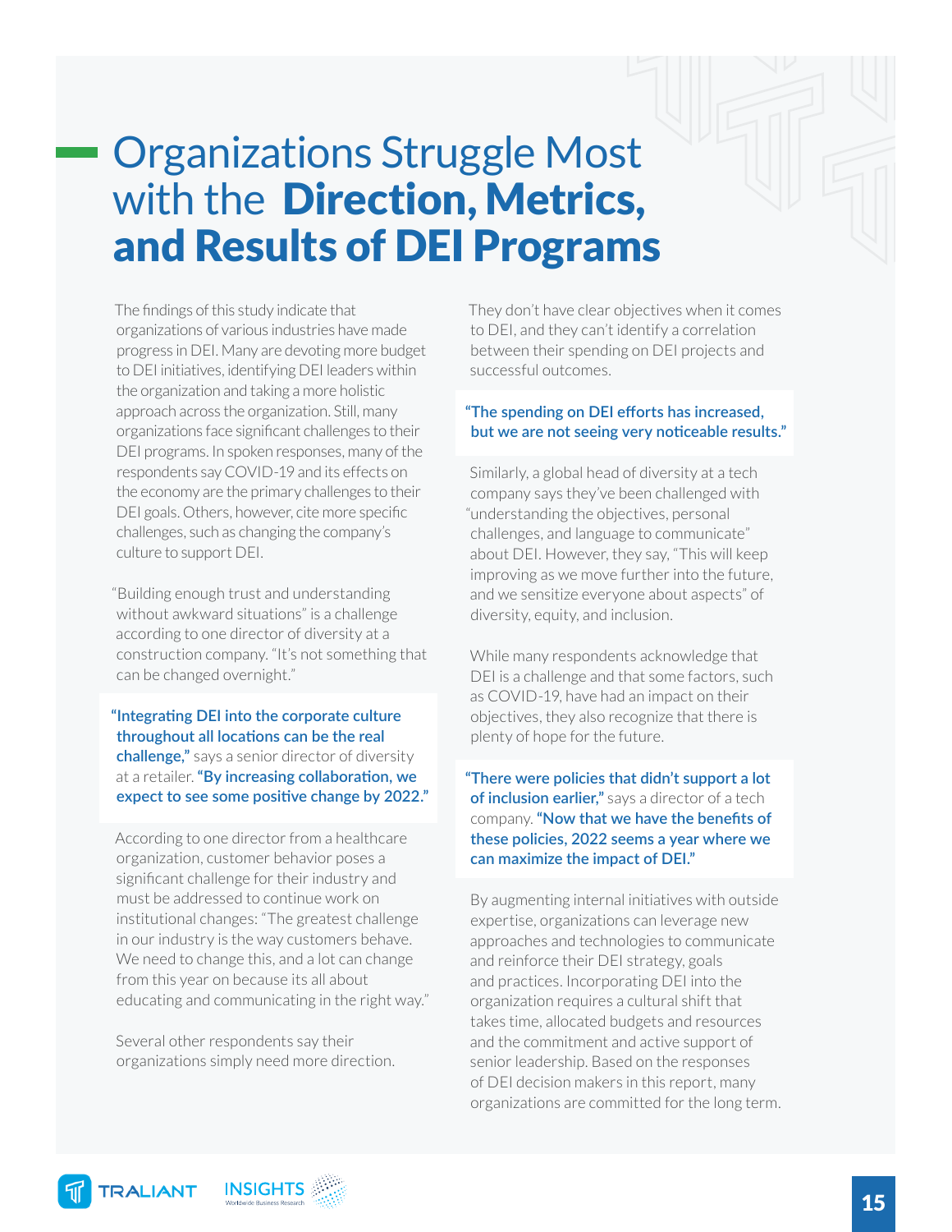# Organizations Struggle Most with the **Direction, Metrics, and Results of DEI Programs**

The findings of this study indicate that organizations of various industries have made progress in DEI. Many are devoting more budget to DEI initiatives, identifying DEI leaders within the organization and taking a more holistic approach across the organization. Still, many organizations face significant challenges to their DEI programs. In spoken responses, many of the respondents say COVID-19 and its effects on the economy are the primary challenges to their DEI goals. Others, however, cite more specific challenges, such as changing the company's culture to support DEI.

"Building enough trust and understanding without awkward situations" is a challenge according to one director of diversity at a construction company. "It's not something that can be changed overnight."

**"Integrating DEI into the corporate culture throughout all locations can be the real challenge,"** says a senior director of diversity at a retailer. **"By increasing collaboration, we expect to see some positive change by 2022."**

According to one director from a healthcare organization, customer behavior poses a significant challenge for their industry and must be addressed to continue work on institutional changes: "The greatest challenge in our industry is the way customers behave. We need to change this, and a lot can change from this year on because its all about educating and communicating in the right way."

Several other respondents say their organizations simply need more direction. They don't have clear objectives when it comes to DEI, and they can't identify a correlation between their spending on DEI projects and successful outcomes.

**"The spending on DEI efforts has increased, but we are not seeing very noticeable results."**

Similarly, a global head of diversity at a tech company says they've been challenged with "understanding the objectives, personal challenges, and language to communicate" about DEI. However, they say, "This will keep improving as we move further into the future, and we sensitize everyone about aspects" of diversity, equity, and inclusion.

While many respondents acknowledge that DEI is a challenge and that some factors, such as COVID-19, have had an impact on their objectives, they also recognize that there is plenty of hope for the future.

**"There were policies that didn't support a lot of inclusion earlier,"** says a director of a tech company. **"Now that we have the benefits of these policies, 2022 seems a year where we can maximize the impact of DEI."**

By augmenting internal initiatives with outside expertise, organizations can leverage new approaches and technologies to communicate and reinforce their DEI strategy, goals and practices. Incorporating DEI into the organization requires a cultural shift that takes time, allocated budgets and resources and the commitment and active support of senior leadership. Based on the responses of DEI decision makers in this report, many organizations are committed for the long term.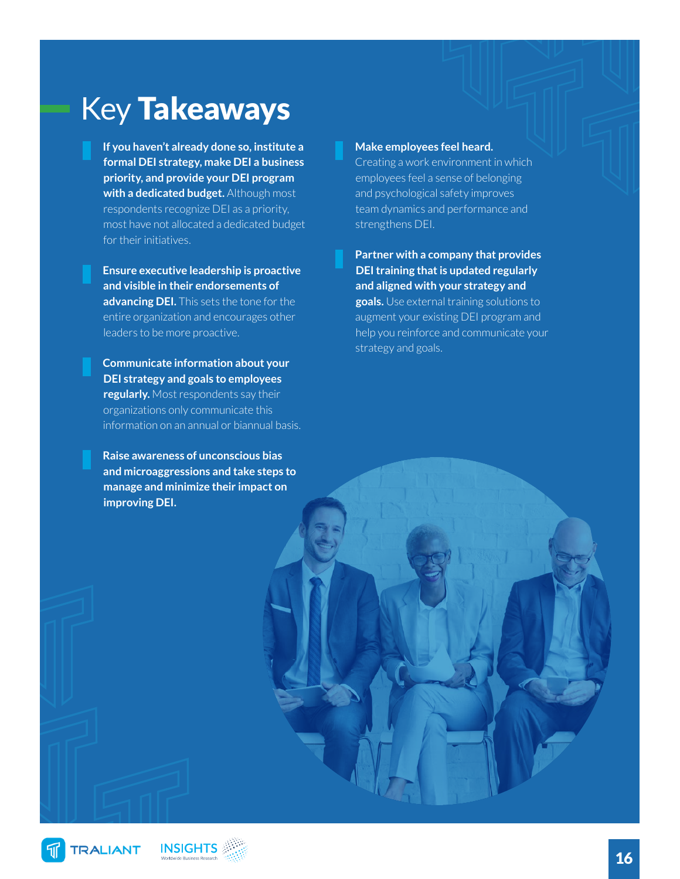# Key **Takeaways**

- **If you haven't already done so, institute a formal DEI strategy, make DEI a business priority, and provide your DEI program with a dedicated budget.** Although most respondents recognize DEI as a priority, most have not allocated a dedicated budget for their initiatives.

- **Ensure executive leadership is proactive and visible in their endorsements of advancing DEI.** This sets the tone for the entire organization and encourages other leaders to be more proactive.

- **Communicate information about your DEI strategy and goals to employees regularly.** Most respondents say their organizations only communicate this information on an annual or biannual basis.

- **Raise awareness of unconscious bias and microaggressions and take steps to manage and minimize their impact on improving DEI.**

- **Make employees feel heard.** Creating a work environment in which employees feel a sense of belonging and psychological safety improves team dynamics and performance and strengthens DEI.

- **Partner with a company that provides DEI training that is updated regularly and aligned with your strategy and goals.** Use external training solutions to augment your existing DEI program and help you reinforce and communicate your strategy and goals.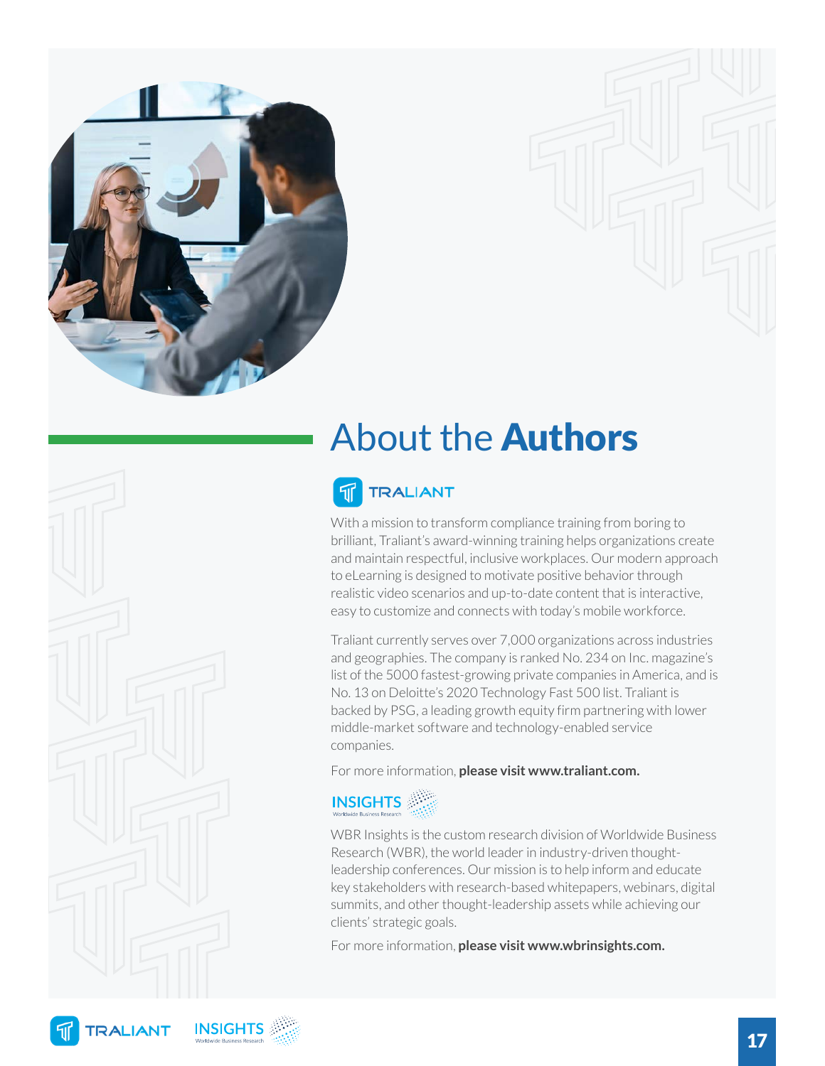# About the **Authors**

## TRALIANT

With a mission to transform compliance training from boring to brilliant, Traliant's award-winning training helps organizations create and maintain respectful, inclusive workplaces. Our modern approach to eLearning is designed to motivate positive behavior through realistic video scenarios and up-to-date content that is interactive, easy to customize and connects with today's mobile workforce.

Traliant currently serves over 7,000 organizations across industries and geographies. The company is ranked No. 234 on Inc. magazine's list of the 5000 fastest-growing private companies in America, and is No. 13 on Deloitte's 2020 Technology Fast 500 list. Traliant is backed by PSG, a leading growth equity firm partnering with lower middle-market software and technology-enabled service companies.

For more information, **please visit www.traliant.com.**

## INSIGHTS
Worldwide Business Research

WBR Insights is the custom research division of Worldwide Business Research (WBR), the world leader in industry-driven thought-leadership conferences. Our mission is to help inform and educate key stakeholders with research-based whitepapers, webinars, digital summits, and other thought-leadership assets while achieving our clients' strategic goals.

For more information, **please visit www.wbrinsights.com.**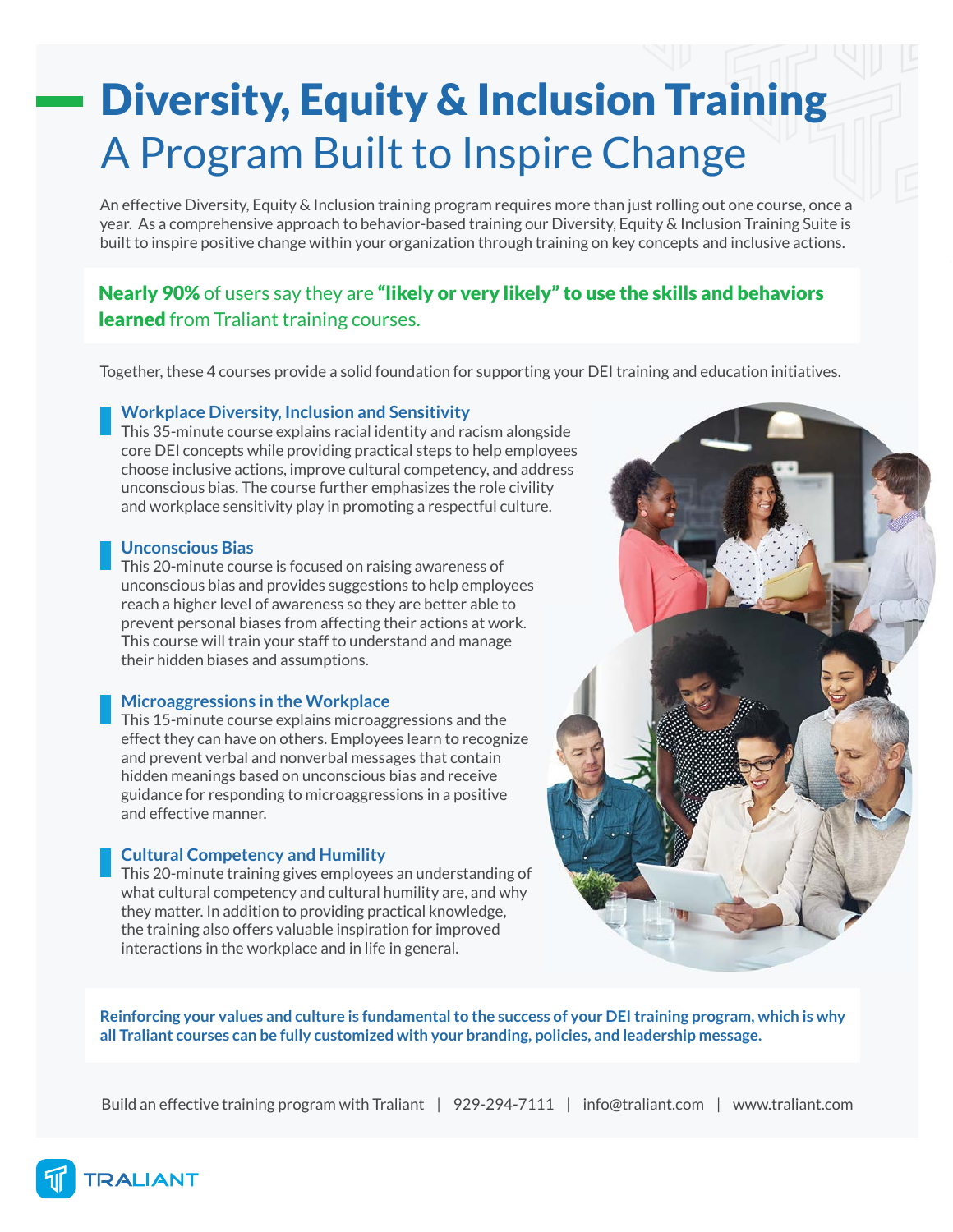# Diversity, Equity & Inclusion Training

## A Program Built to Inspire Change

An effective Diversity, Equity & Inclusion training program requires more than just rolling out one course, once a year. As a comprehensive approach to behavior-based training our Diversity, Equity & Inclusion Training Suite is built to inspire positive change within your organization through training on key concepts and inclusive actions.

**Nearly 90%** of users say they are **"likely or very likely" to use the skills and behaviors learned** from Traliant training courses.

Together, these 4 courses provide a solid foundation for supporting your DEI training and education initiatives.

### Workplace Diversity, Inclusion and Sensitivity

This 35-minute course explains racial identity and racism alongside core DEI concepts while providing practical steps to help employees choose inclusive actions, improve cultural competency, and address unconscious bias. The course further emphasizes the role civility and workplace sensitivity play in promoting a respectful culture.

### Unconscious Bias

This 20-minute course is focused on raising awareness of unconscious bias and provides suggestions to help employees reach a higher level of awareness so they are better able to prevent personal biases from affecting their actions at work. This course will train your staff to understand and manage their hidden biases and assumptions.

### Microaggressions in the Workplace

This 15-minute course explains microaggressions and the effect they can have on others. Employees learn to recognize and prevent verbal and nonverbal messages that contain hidden meanings based on unconscious bias and receive guidance for responding to microaggressions in a positive and effective manner.

### Cultural Competency and Humility

This 20-minute training gives employees an understanding of what cultural competency and cultural humility are, and why they matter. In addition to providing practical knowledge, the training also offers valuable inspiration for improved interactions in the workplace and in life in general.

**Reinforcing your values and culture is fundamental to the success of your DEI training program, which is why all Traliant courses can be fully customized with your branding, policies, and leadership message.**

Build an effective training program with Traliant | 929-294-7111 | info@traliant.com | www.traliant.com

TRALIANT